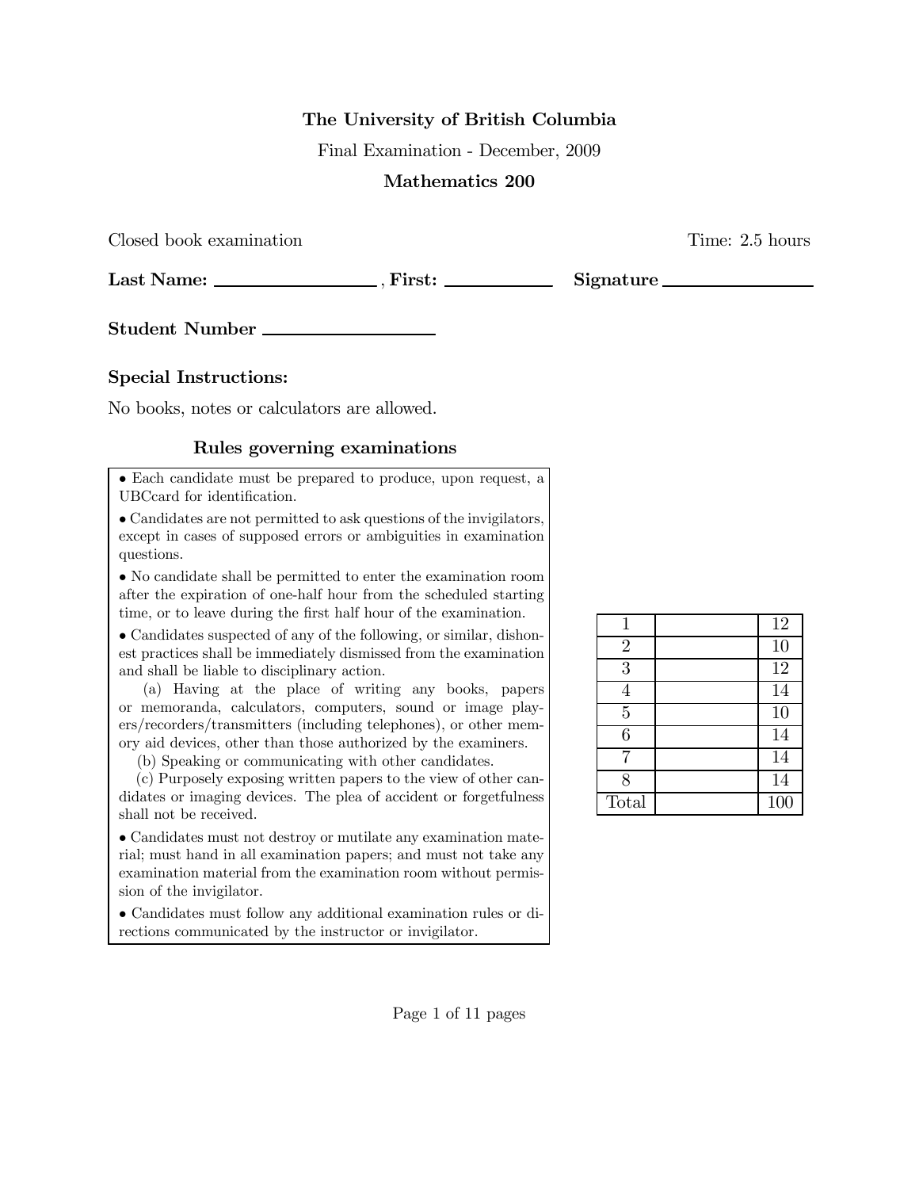**The University of British Columbia**

Final Examination - December, 2009

**Mathematics 200**

Closed book examination Time: 2.5 hours

**Last Name:** \_\_\_\_\_\_\_\_\_\_\_\_\_\_\_\_\_\_ , **First:** \_\_\_\_\_\_\_\_\_\_\_\_ **Signature** \_\_\_\_\_\_\_\_\_\_\_\_\_\_\_\_

**Student Number** \_\_\_\_\_\_\_\_\_\_\_\_\_\_\_\_\_\_

## Special Instructions:

No books, notes or calculators are allowed.

### Rules governing examinations

- Each candidate must be prepared to produce, upon request, a UBCcard for identification.
- Candidates are not permitted to ask questions of the invigilators, except in cases of supposed errors or ambiguities in examination questions.
- No candidate shall be permitted to enter the examination room after the expiration of one-half hour from the scheduled starting time, or to leave during the first half hour of the examination.
- Candidates suspected of any of the following, or similar, dishonest practices shall be immediately dismissed from the examination and shall be liable to disciplinary action.

  (a) Having at the place of writing any books, papers or memoranda, calculators, computers, sound or image players/recorders/transmitters (including telephones), or other memory aid devices, other than those authorized by the examiners.

  (b) Speaking or communicating with other candidates.

  (c) Purposely exposing written papers to the view of other candidates or imaging devices. The plea of accident or forgetfulness shall not be received.
- Candidates must not destroy or mutilate any examination material; must hand in all examination papers; and must not take any examination material from the examination room without permission of the invigilator.
- Candidates must follow any additional examination rules or directions communicated by the instructor or invigilator.

| | | |
|---|---|---|
| 1 | | 12 |
| 2 | | 10 |
| 3 | | 12 |
| 4 | | 14 |
| 5 | | 10 |
| 6 | | 14 |
| 7 | | 14 |
| 8 | | 14 |
| Total | | 100 |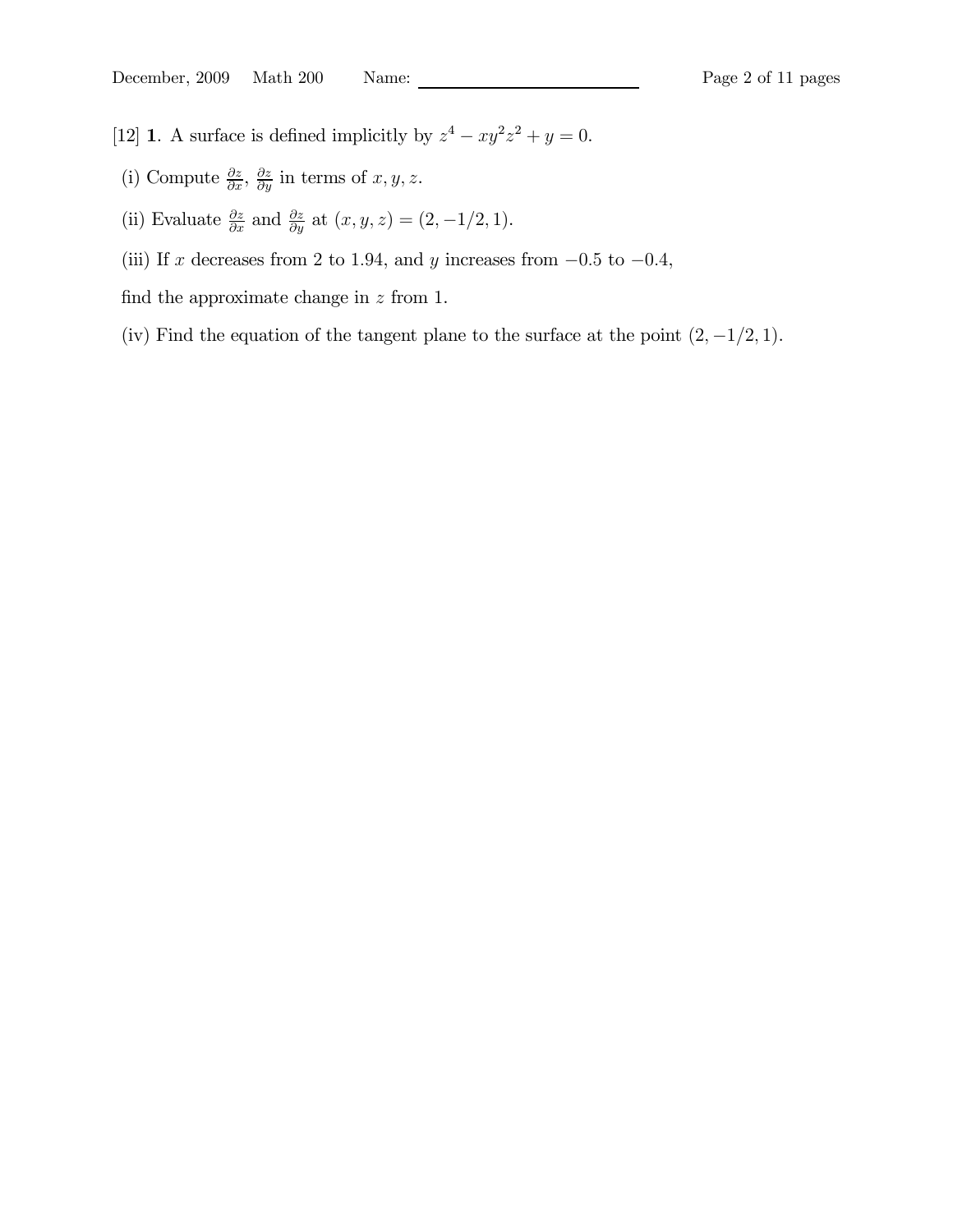[12] **1**. A surface is defined implicitly by $z^4 - xy^2z^2 + y = 0$.

(i) Compute $\frac{\partial z}{\partial x}$, $\frac{\partial z}{\partial y}$ in terms of $x, y, z$.

(ii) Evaluate $\frac{\partial z}{\partial x}$ and $\frac{\partial z}{\partial y}$ at $(x, y, z) = (2, -1/2, 1)$.

(iii) If $x$ decreases from 2 to 1.94, and $y$ increases from $-0.5$ to $-0.4$,

find the approximate change in $z$ from 1.

(iv) Find the equation of the tangent plane to the surface at the point $(2, -1/2, 1)$.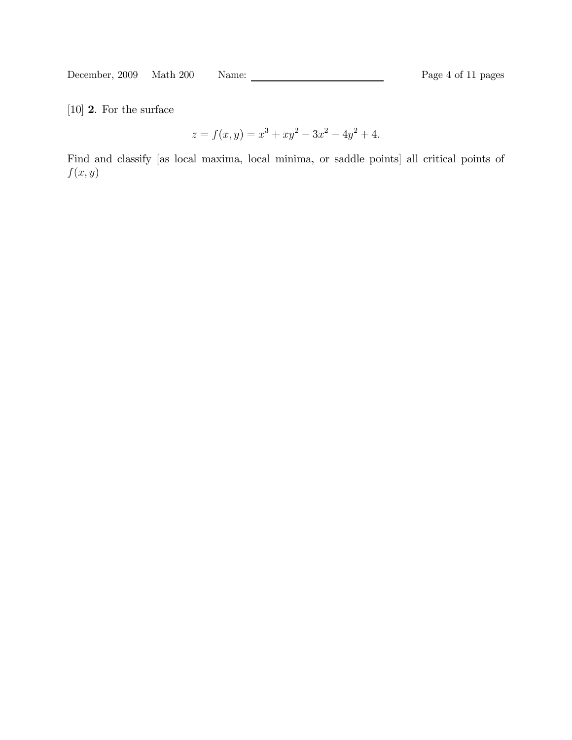[10] **2**. For the surface

$$z = f(x, y) = x^3 + xy^2 - 3x^2 - 4y^2 + 4.$$

Find and classify [as local maxima, local minima, or saddle points] all critical points of $f(x, y)$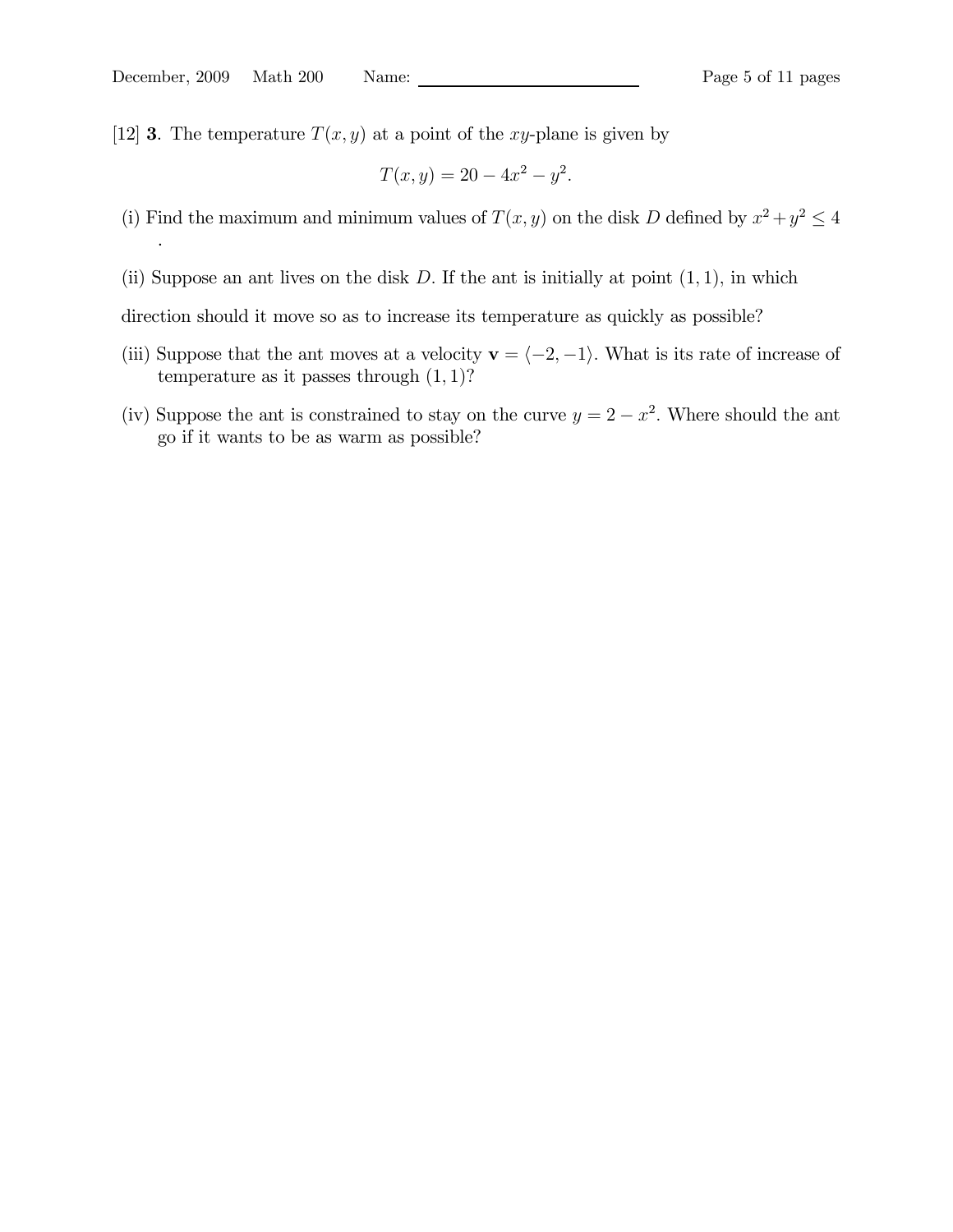[12] **3**. The temperature $T(x, y)$ at a point of the $xy$-plane is given by

$$T(x, y) = 20 - 4x^2 - y^2.$$

(i) Find the maximum and minimum values of $T(x, y)$ on the disk $D$ defined by $x^2 + y^2 \leq 4$ .

(ii) Suppose an ant lives on the disk $D$. If the ant is initially at point $(1, 1)$, in which direction should it move so as to increase its temperature as quickly as possible?

(iii) Suppose that the ant moves at a velocity $\mathbf{v} = \langle -2, -1 \rangle$. What is its rate of increase of temperature as it passes through $(1, 1)$?

(iv) Suppose the ant is constrained to stay on the curve $y = 2 - x^2$. Where should the ant go if it wants to be as warm as possible?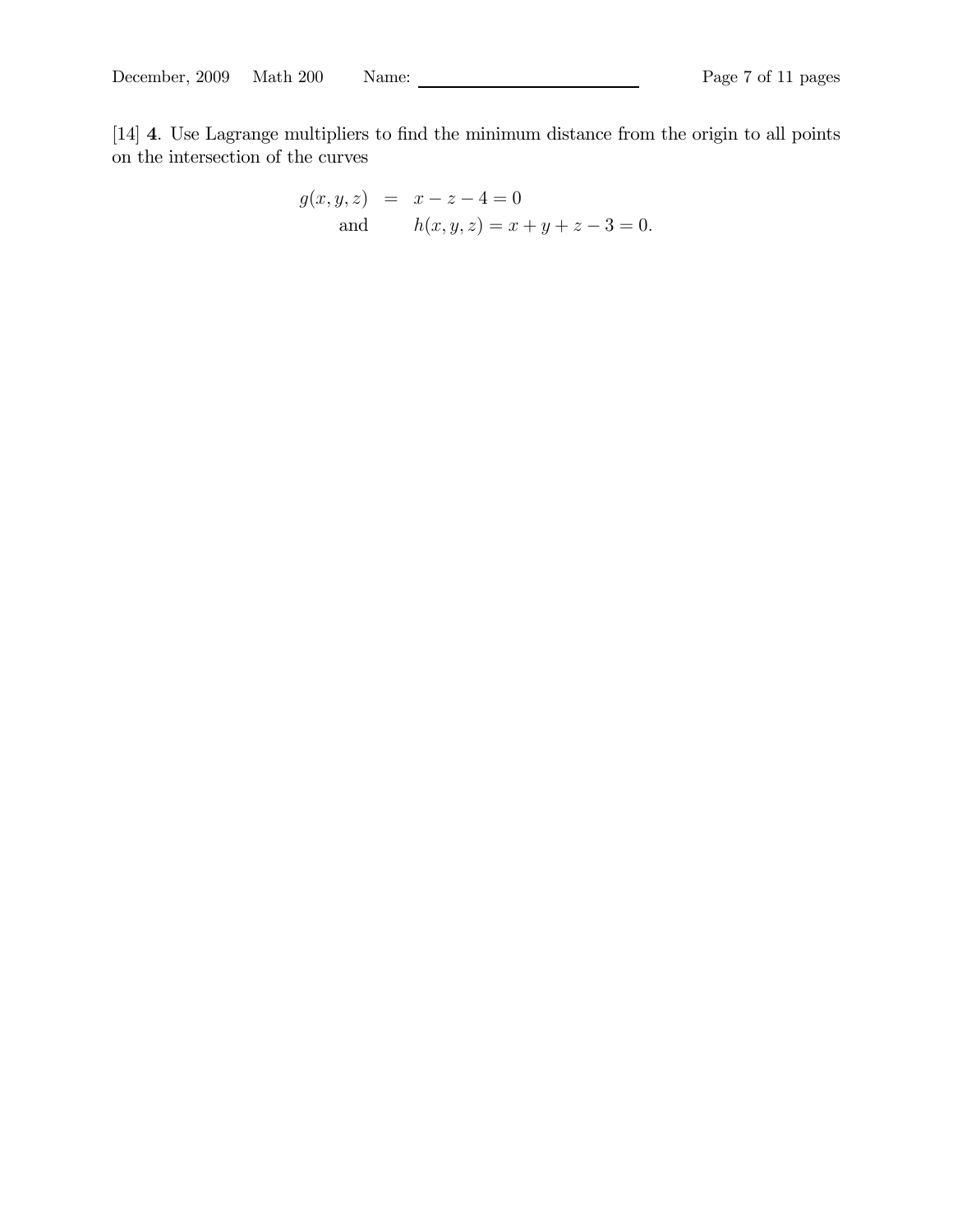[14] **4**. Use Lagrange multipliers to find the minimum distance from the origin to all points on the intersection of the curves

$$
\begin{aligned}
g(x, y, z) &= x - z - 4 = 0 \\
\text{and} \qquad & h(x, y, z) = x + y + z - 3 = 0.
\end{aligned}
$$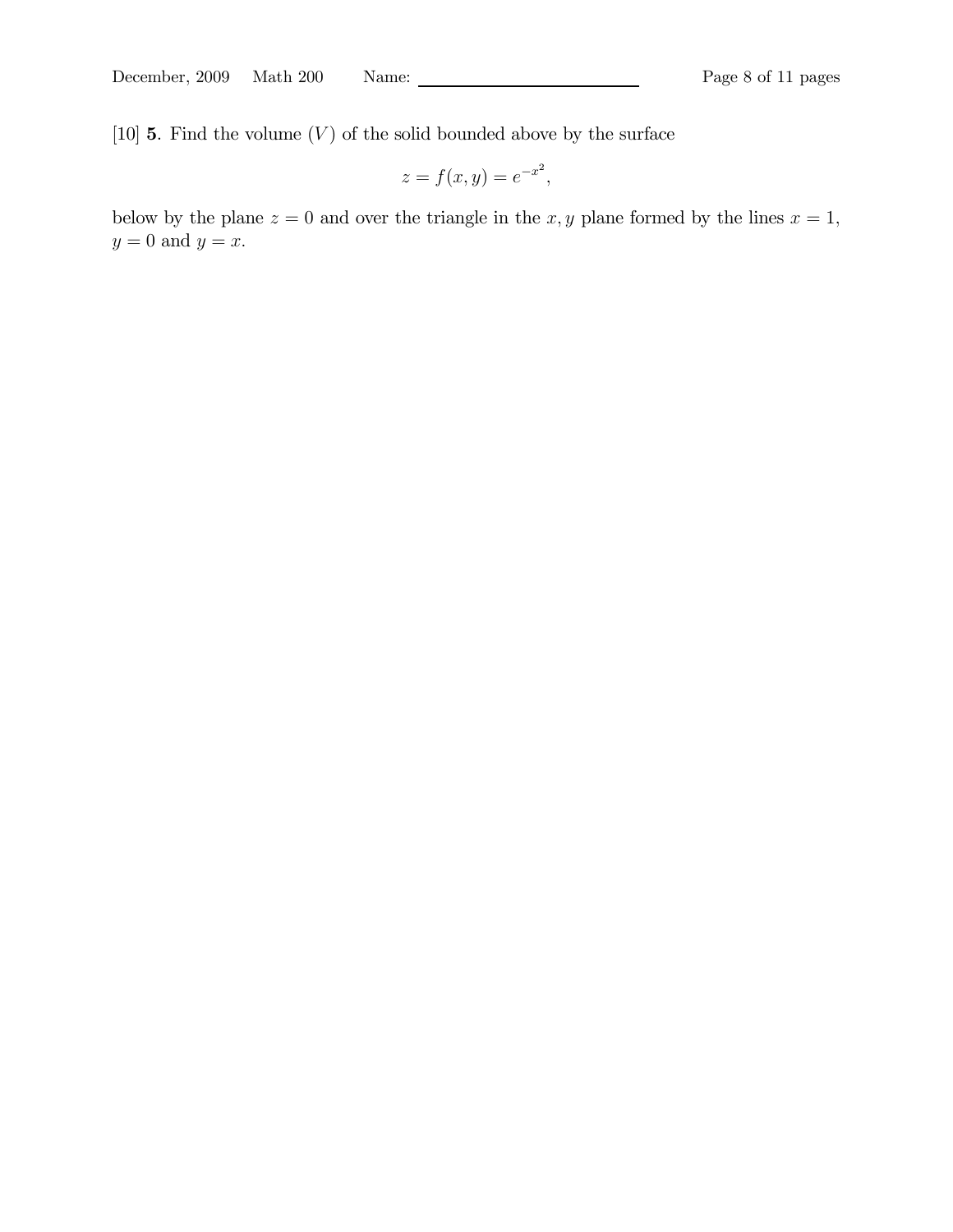[10] **5**. Find the volume ($V$) of the solid bounded above by the surface

$$z = f(x, y) = e^{-x^2},$$

below by the plane $z = 0$ and over the triangle in the $x, y$ plane formed by the lines $x = 1$, $y = 0$ and $y = x$.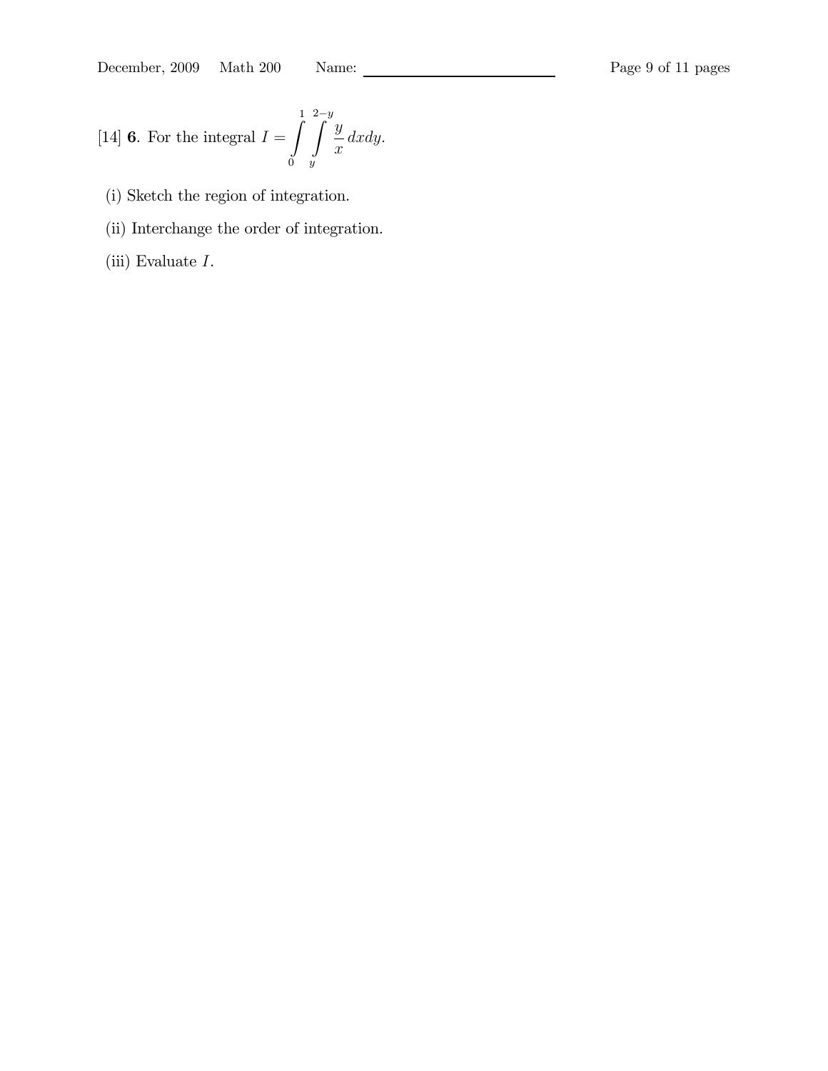[14] **6**. For the integral $I = \int_0^1 \int_y^{2-y} \frac{y}{x} \, dx dy$.

(i) Sketch the region of integration.

(ii) Interchange the order of integration.

(iii) Evaluate $I$.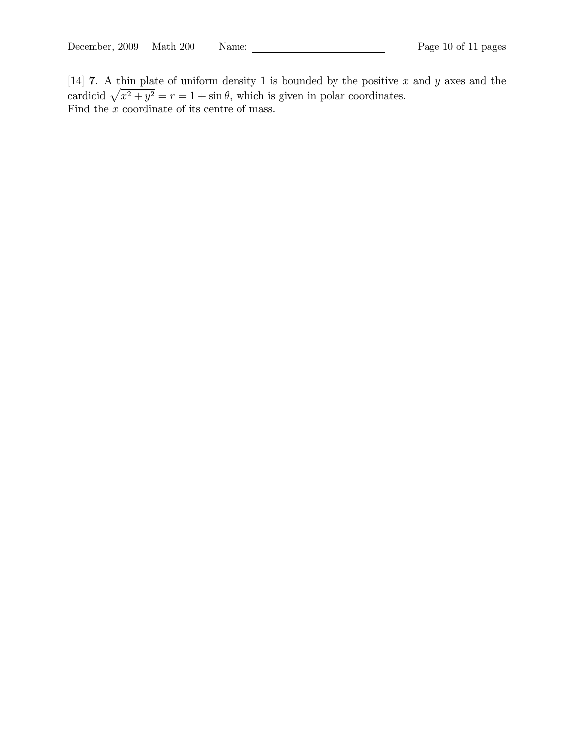[14] **7**. A thin plate of uniform density 1 is bounded by the positive $x$ and $y$ axes and the cardioid $\sqrt{x^2+y^2} = r = 1 + \sin\theta$, which is given in polar coordinates.
Find the $x$ coordinate of its centre of mass.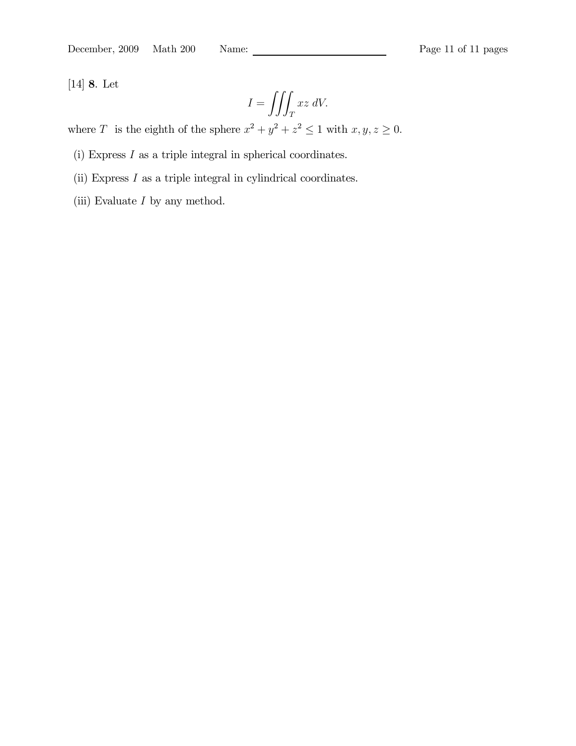[14] **8**. Let

$$I = \iiint_T xz \; dV.$$

where $T$ is the eighth of the sphere $x^2 + y^2 + z^2 \le 1$ with $x, y, z \ge 0$.

(i) Express $I$ as a triple integral in spherical coordinates.

(ii) Express $I$ as a triple integral in cylindrical coordinates.

(iii) Evaluate $I$ by any method.